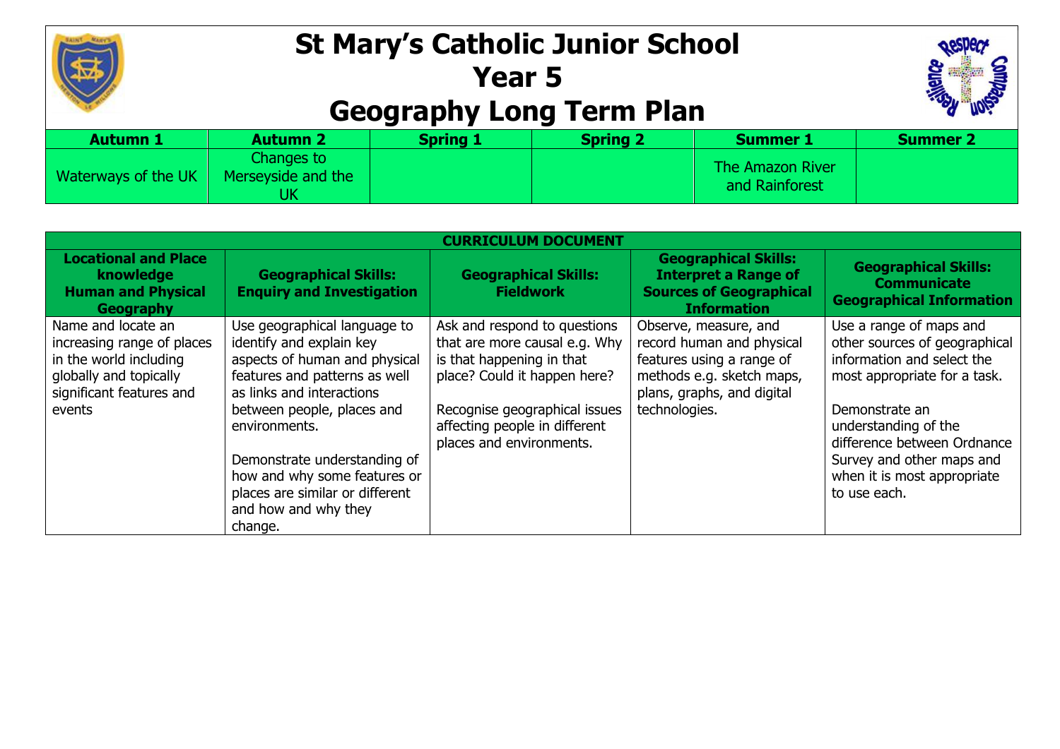# St Mary's Catholic Junior School
# Year 5
# Geography Long Term Plan

| Autumn 1 | Autumn 2 | Spring 1 | Spring 2 | Summer 1 | Summer 2 |
|---|---|---|---|---|---|
| Waterways of the UK | Changes to Merseyside and the UK | | | The Amazon River and Rainforest | |

| CURRICULUM DOCUMENT | | | | |
|---|---|---|---|---|
| **Locational and Place knowledge Human and Physical Geography** | **Geographical Skills: Enquiry and Investigation** | **Geographical Skills: Fieldwork** | **Geographical Skills: Interpret a Range of Sources of Geographical Information** | **Geographical Skills: Communicate Geographical Information** |
| Name and locate an increasing range of places in the world including globally and topically significant features and events | Use geographical language to identify and explain key aspects of human and physical features and patterns as well as links and interactions between people, places and environments.<br><br>Demonstrate understanding of how and why some features or places are similar or different and how and why they change. | Ask and respond to questions that are more causal e.g. Why is that happening in that place? Could it happen here?<br><br>Recognise geographical issues affecting people in different places and environments. | Observe, measure, and record human and physical features using a range of methods e.g. sketch maps, plans, graphs, and digital technologies. | Use a range of maps and other sources of geographical information and select the most appropriate for a task.<br><br>Demonstrate an understanding of the difference between Ordnance Survey and other maps and when it is most appropriate to use each. |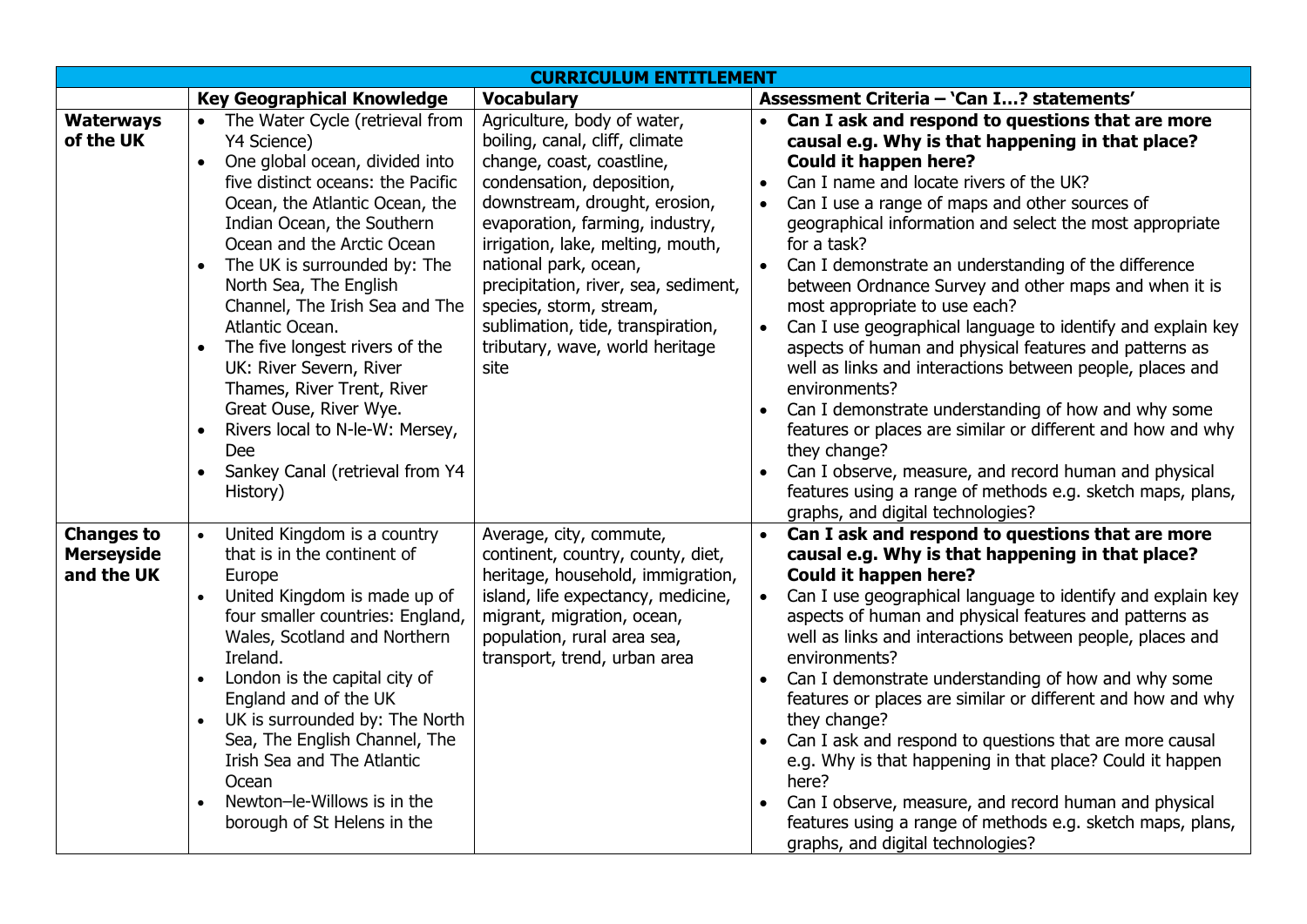| CURRICULUM ENTITLEMENT | | | |
|---|---|---|---|
| | **Key Geographical Knowledge** | **Vocabulary** | **Assessment Criteria – 'Can I…? statements'** |
| **Waterways of the UK** | • The Water Cycle (retrieval from Y4 Science)<br>• One global ocean, divided into five distinct oceans: the Pacific Ocean, the Atlantic Ocean, the Indian Ocean, the Southern Ocean and the Arctic Ocean<br>• The UK is surrounded by: The North Sea, The English Channel, The Irish Sea and The Atlantic Ocean.<br>• The five longest rivers of the UK: River Severn, River Thames, River Trent, River Great Ouse, River Wye.<br>• Rivers local to N-le-W: Mersey, Dee<br>• Sankey Canal (retrieval from Y4 History) | Agriculture, body of water, boiling, canal, cliff, climate change, coast, coastline, condensation, deposition, downstream, drought, erosion, evaporation, farming, industry, irrigation, lake, melting, mouth, national park, ocean, precipitation, river, sea, sediment, species, storm, stream, sublimation, tide, transpiration, tributary, wave, world heritage site | • **Can I ask and respond to questions that are more causal e.g. Why is that happening in that place? Could it happen here?**<br>• Can I name and locate rivers of the UK?<br>• Can I use a range of maps and other sources of geographical information and select the most appropriate for a task?<br>• Can I demonstrate an understanding of the difference between Ordnance Survey and other maps and when it is most appropriate to use each?<br>• Can I use geographical language to identify and explain key aspects of human and physical features and patterns as well as links and interactions between people, places and environments?<br>• Can I demonstrate understanding of how and why some features or places are similar or different and how and why they change?<br>• Can I observe, measure, and record human and physical features using a range of methods e.g. sketch maps, plans, graphs, and digital technologies? |
| **Changes to Merseyside and the UK** | • United Kingdom is a country that is in the continent of Europe<br>• United Kingdom is made up of four smaller countries: England, Wales, Scotland and Northern Ireland.<br>• London is the capital city of England and of the UK<br>• UK is surrounded by: The North Sea, The English Channel, The Irish Sea and The Atlantic Ocean<br>• Newton–le-Willows is in the borough of St Helens in the | Average, city, commute, continent, country, county, diet, heritage, household, immigration, island, life expectancy, medicine, migrant, migration, ocean, population, rural area sea, transport, trend, urban area | • **Can I ask and respond to questions that are more causal e.g. Why is that happening in that place? Could it happen here?**<br>• Can I use geographical language to identify and explain key aspects of human and physical features and patterns as well as links and interactions between people, places and environments?<br>• Can I demonstrate understanding of how and why some features or places are similar or different and how and why they change?<br>• Can I ask and respond to questions that are more causal e.g. Why is that happening in that place? Could it happen here?<br>• Can I observe, measure, and record human and physical features using a range of methods e.g. sketch maps, plans, graphs, and digital technologies? |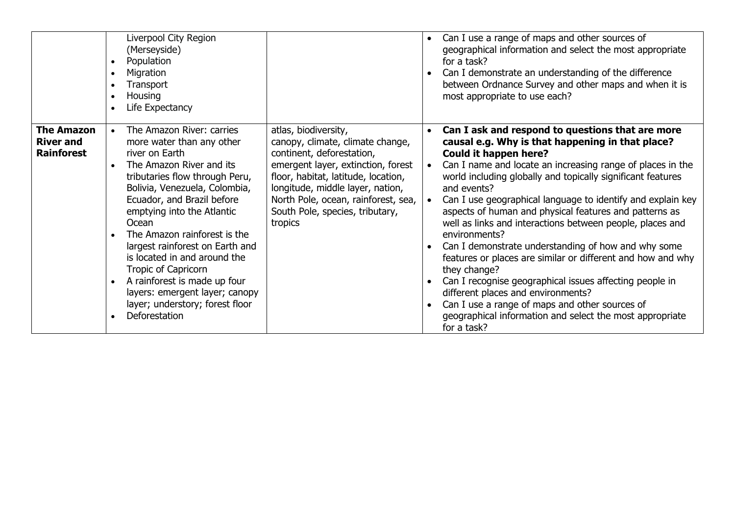| | | | |
|---|---|---|---|
| | Liverpool City Region (Merseyside)<br>• Population<br>• Migration<br>• Transport<br>• Housing<br>• Life Expectancy | | • Can I use a range of maps and other sources of geographical information and select the most appropriate for a task?<br>• Can I demonstrate an understanding of the difference between Ordnance Survey and other maps and when it is most appropriate to use each? |
| **The Amazon River and Rainforest** | • The Amazon River: carries more water than any other river on Earth<br>• The Amazon River and its tributaries flow through Peru, Bolivia, Venezuela, Colombia, Ecuador, and Brazil before emptying into the Atlantic Ocean<br>• The Amazon rainforest is the largest rainforest on Earth and is located in and around the Tropic of Capricorn<br>• A rainforest is made up four layers: emergent layer; canopy layer; understory; forest floor<br>• Deforestation | atlas, biodiversity, canopy, climate, climate change, continent, deforestation, emergent layer, extinction, forest floor, habitat, latitude, location, longitude, middle layer, nation, North Pole, ocean, rainforest, sea, South Pole, species, tributary, tropics | • **Can I ask and respond to questions that are more causal e.g. Why is that happening in that place? Could it happen here?**<br>• Can I name and locate an increasing range of places in the world including globally and topically significant features and events?<br>• Can I use geographical language to identify and explain key aspects of human and physical features and patterns as well as links and interactions between people, places and environments?<br>• Can I demonstrate understanding of how and why some features or places are similar or different and how and why they change?<br>• Can I recognise geographical issues affecting people in different places and environments?<br>• Can I use a range of maps and other sources of geographical information and select the most appropriate for a task? |